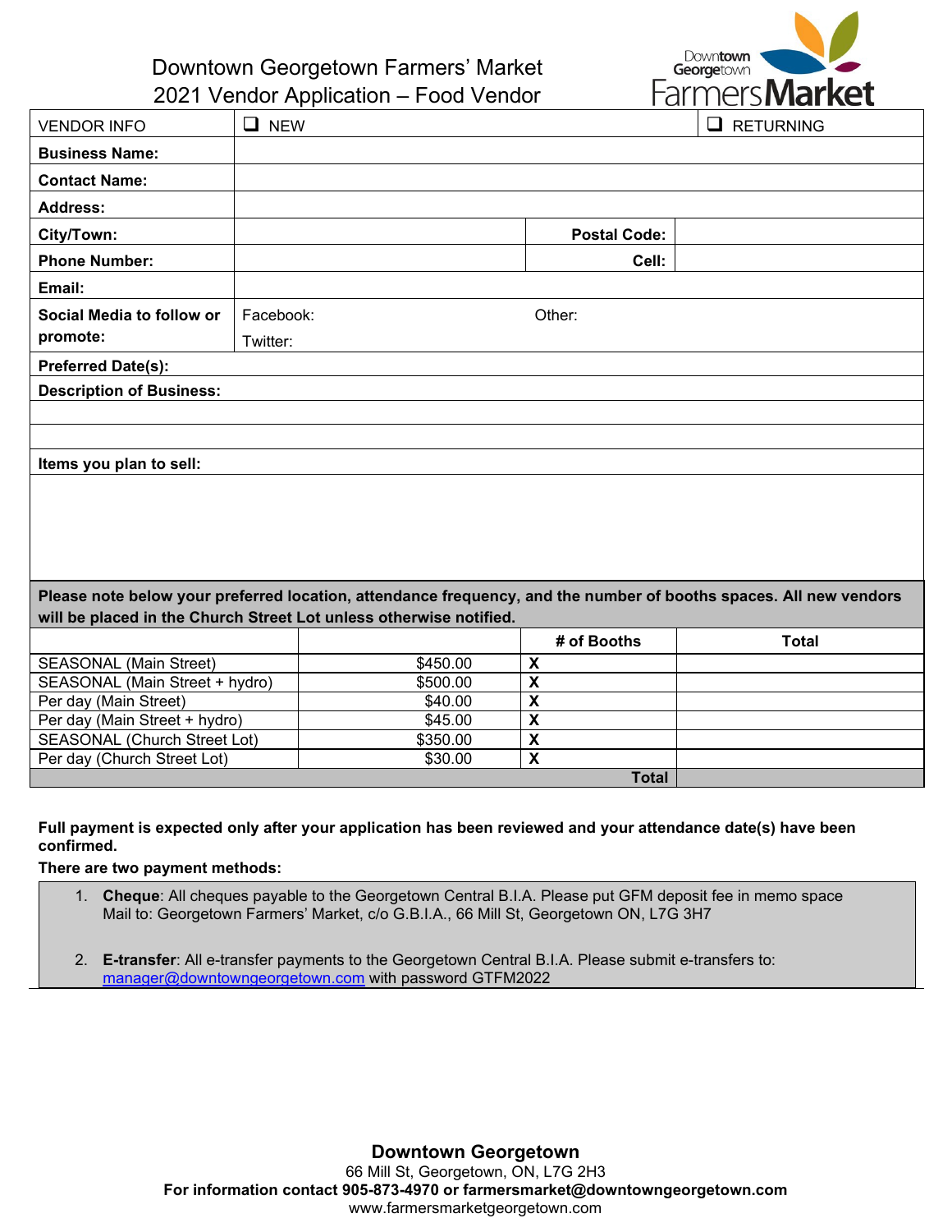# Downtown Georgetown Farmers' Market
## 2021 Vendor Application – Food Vendor

Downtown Georgetown Farmers Market

| VENDOR INFO | ❑ NEW | | ❑ RETURNING |
|---|---|---|---|
| **Business Name:** | | | |
| **Contact Name:** | | | |
| **Address:** | | | |
| **City/Town:** | | **Postal Code:** | |
| **Phone Number:** | | **Cell:** | |
| **Email:** | | | |
| **Social Media to follow or promote:** | Facebook: <br> Twitter: | Other: | |
| **Preferred Date(s):** | | | |
| **Description of Business:** | | | |
| | | | |
| | | | |
| **Items you plan to sell:** | | | |
| | | | |

**Please note below your preferred location, attendance frequency, and the number of booths spaces. All new vendors will be placed in the Church Street Lot unless otherwise notified.**

| | | # of Booths | Total |
|---|---|---|---|
| SEASONAL (Main Street) | $450.00 | X | |
| SEASONAL (Main Street + hydro) | $500.00 | X | |
| Per day (Main Street) | $40.00 | X | |
| Per day (Main Street + hydro) | $45.00 | X | |
| SEASONAL (Church Street Lot) | $350.00 | X | |
| Per day (Church Street Lot) | $30.00 | X | |
| | | **Total** | |

**Full payment is expected only after your application has been reviewed and your attendance date(s) have been confirmed.**

**There are two payment methods:**

1. **Cheque**: All cheques payable to the Georgetown Central B.I.A. Please put GFM deposit fee in memo space
   Mail to: Georgetown Farmers' Market, c/o G.B.I.A., 66 Mill St, Georgetown ON, L7G 3H7

2. **E-transfer**: All e-transfer payments to the Georgetown Central B.I.A. Please submit e-transfers to: manager@downtowngeorgetown.com with password GTFM2022

**Downtown Georgetown**
66 Mill St, Georgetown, ON, L7G 2H3
**For information contact 905-873-4970 or farmersmarket@downtowngeorgetown.com**
www.farmersmarketgeorgetown.com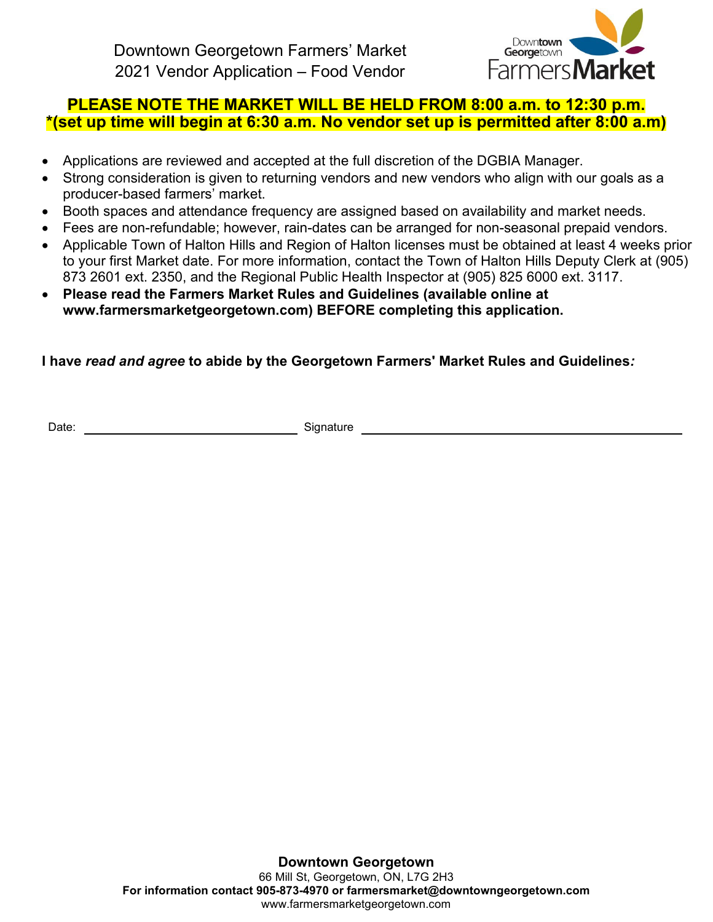Downtown Georgetown Farmers' Market
2021 Vendor Application – Food Vendor

Downtown Georgetown Farmers Market

**PLEASE NOTE THE MARKET WILL BE HELD FROM 8:00 a.m. to 12:30 p.m.**
**\*(set up time will begin at 6:30 a.m. No vendor set up is permitted after 8:00 a.m)**

- Applications are reviewed and accepted at the full discretion of the DGBIA Manager.
- Strong consideration is given to returning vendors and new vendors who align with our goals as a producer-based farmers' market.
- Booth spaces and attendance frequency are assigned based on availability and market needs.
- Fees are non-refundable; however, rain-dates can be arranged for non-seasonal prepaid vendors.
- Applicable Town of Halton Hills and Region of Halton licenses must be obtained at least 4 weeks prior to your first Market date. For more information, contact the Town of Halton Hills Deputy Clerk at (905) 873 2601 ext. 2350, and the Regional Public Health Inspector at (905) 825 6000 ext. 3117.
- **Please read the Farmers Market Rules and Guidelines (available online at www.farmersmarketgeorgetown.com) BEFORE completing this application.**

**I have *read and agree* to abide by the Georgetown Farmers' Market Rules and Guidelines*:***

Date: ______________________________ Signature ______________________________________________

**Downtown Georgetown**
66 Mill St, Georgetown, ON, L7G 2H3
**For information contact 905-873-4970 or farmersmarket@downtowngeorgetown.com**
www.farmersmarketgeorgetown.com